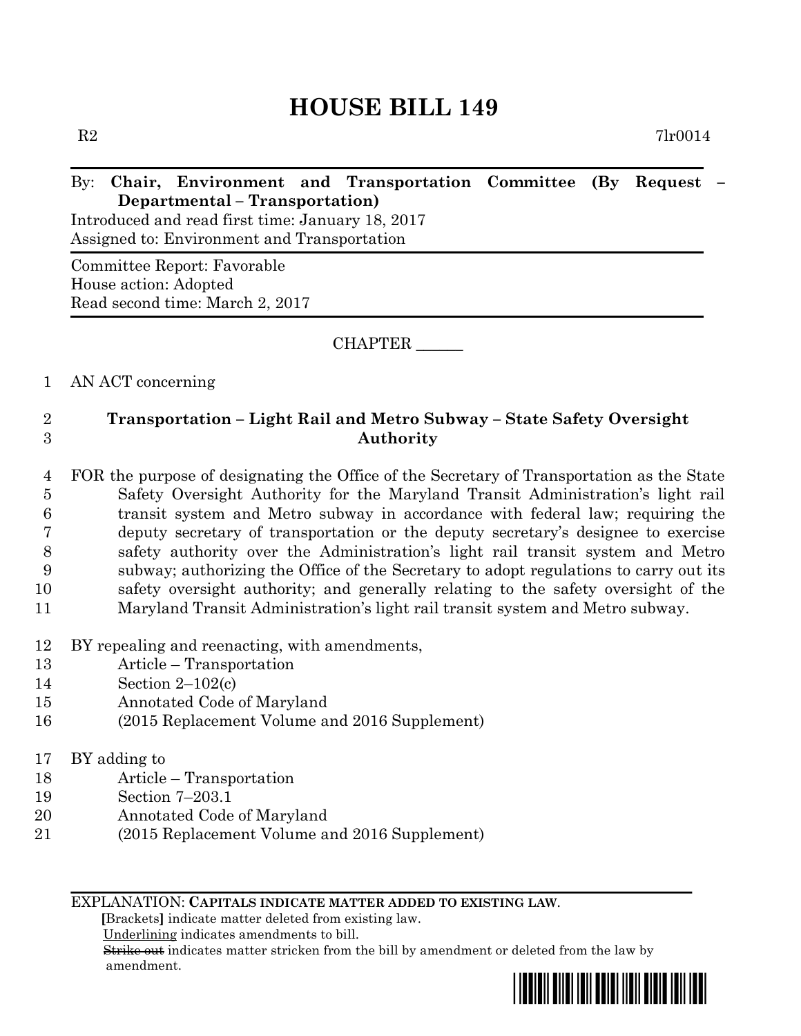# HOUSE BILL 149

R2 7lr0014

By: **Chair, Environment and Transportation Committee (By Request – Departmental – Transportation)**
Introduced and read first time: January 18, 2017
Assigned to: Environment and Transportation

Committee Report: Favorable
House action: Adopted
Read second time: March 2, 2017

CHAPTER ______

1 AN ACT concerning

2 **Transportation – Light Rail and Metro Subway – State Safety Oversight**
3 **Authority**

4 FOR the purpose of designating the Office of the Secretary of Transportation as the State
5 Safety Oversight Authority for the Maryland Transit Administration's light rail
6 transit system and Metro subway in accordance with federal law; requiring the
7 deputy secretary of transportation or the deputy secretary's designee to exercise
8 safety authority over the Administration's light rail transit system and Metro
9 subway; authorizing the Office of the Secretary to adopt regulations to carry out its
10 safety oversight authority; and generally relating to the safety oversight of the
11 Maryland Transit Administration's light rail transit system and Metro subway.

12 BY repealing and reenacting, with amendments,
13 Article – Transportation
14 Section 2–102(c)
15 Annotated Code of Maryland
16 (2015 Replacement Volume and 2016 Supplement)

17 BY adding to
18 Article – Transportation
19 Section 7–203.1
20 Annotated Code of Maryland
21 (2015 Replacement Volume and 2016 Supplement)

EXPLANATION: **CAPITALS INDICATE MATTER ADDED TO EXISTING LAW.**
**[**Brackets**]** indicate matter deleted from existing law.
Underlining indicates amendments to bill.
~~Strike out~~ indicates matter stricken from the bill by amendment or deleted from the law by amendment.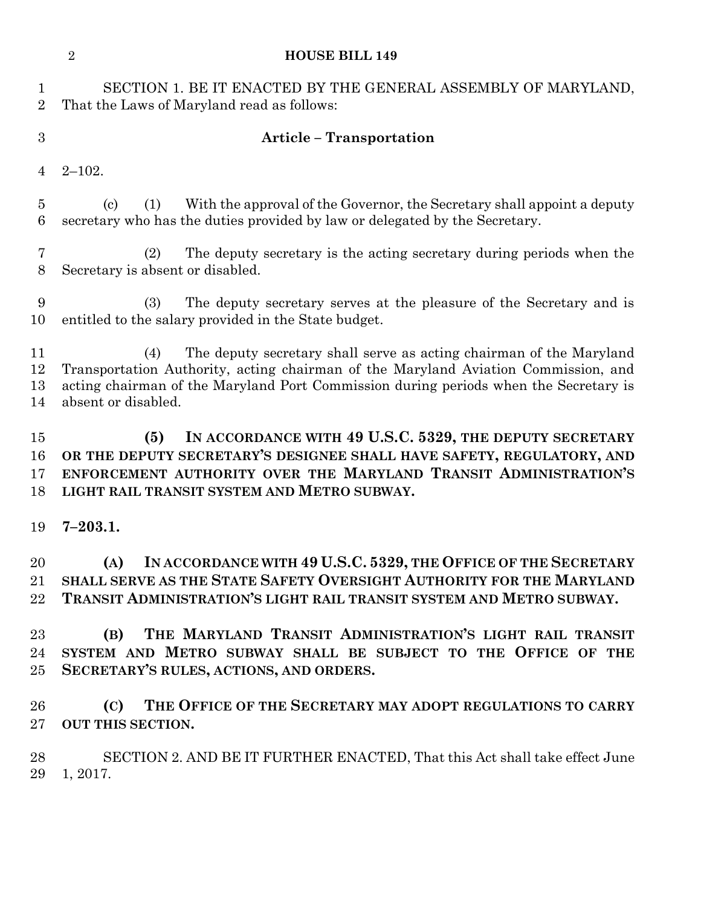SECTION 1. BE IT ENACTED BY THE GENERAL ASSEMBLY OF MARYLAND, That the Laws of Maryland read as follows:

**Article – Transportation**

2–102.

(c) (1) With the approval of the Governor, the Secretary shall appoint a deputy secretary who has the duties provided by law or delegated by the Secretary.

(2) The deputy secretary is the acting secretary during periods when the Secretary is absent or disabled.

(3) The deputy secretary serves at the pleasure of the Secretary and is entitled to the salary provided in the State budget.

(4) The deputy secretary shall serve as acting chairman of the Maryland Transportation Authority, acting chairman of the Maryland Aviation Commission, and acting chairman of the Maryland Port Commission during periods when the Secretary is absent or disabled.

**(5) IN ACCORDANCE WITH 49 U.S.C. 5329, THE DEPUTY SECRETARY OR THE DEPUTY SECRETARY'S DESIGNEE SHALL HAVE SAFETY, REGULATORY, AND ENFORCEMENT AUTHORITY OVER THE MARYLAND TRANSIT ADMINISTRATION'S LIGHT RAIL TRANSIT SYSTEM AND METRO SUBWAY.**

**7–203.1.**

**(A) IN ACCORDANCE WITH 49 U.S.C. 5329, THE OFFICE OF THE SECRETARY SHALL SERVE AS THE STATE SAFETY OVERSIGHT AUTHORITY FOR THE MARYLAND TRANSIT ADMINISTRATION'S LIGHT RAIL TRANSIT SYSTEM AND METRO SUBWAY.**

**(B) THE MARYLAND TRANSIT ADMINISTRATION'S LIGHT RAIL TRANSIT SYSTEM AND METRO SUBWAY SHALL BE SUBJECT TO THE OFFICE OF THE SECRETARY'S RULES, ACTIONS, AND ORDERS.**

**(C) THE OFFICE OF THE SECRETARY MAY ADOPT REGULATIONS TO CARRY OUT THIS SECTION.**

SECTION 2. AND BE IT FURTHER ENACTED, That this Act shall take effect June 1, 2017.